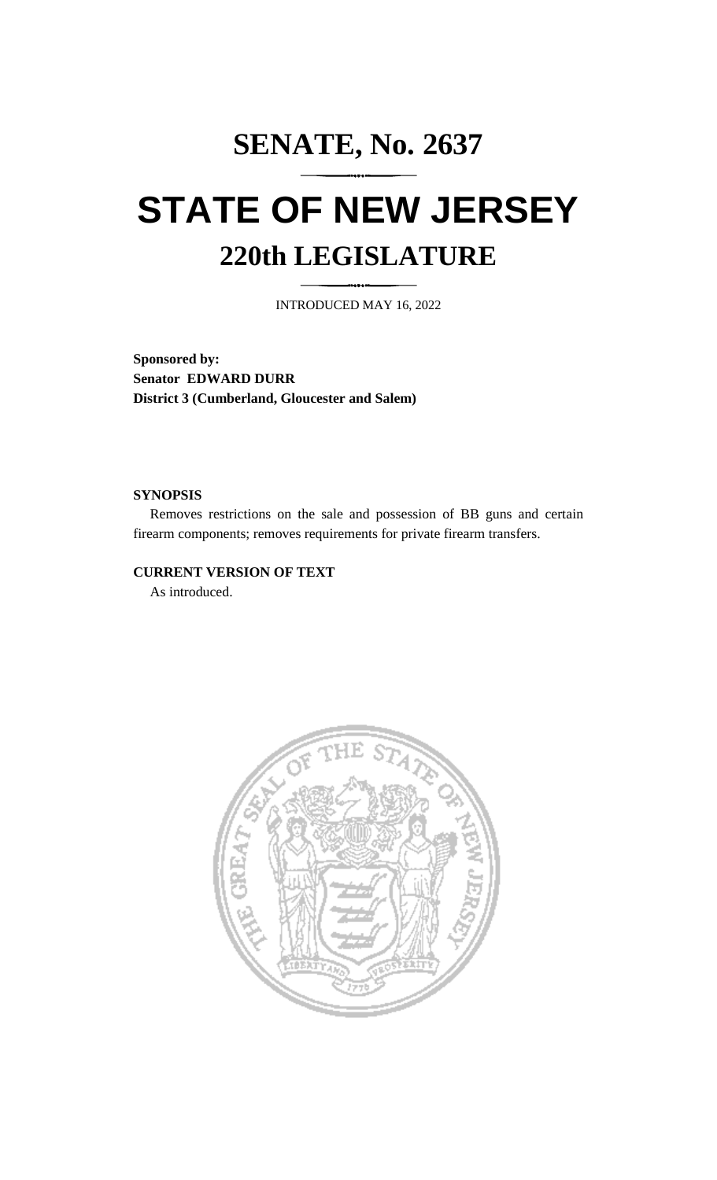# SENATE, No. 2637

# STATE OF NEW JERSEY

## 220th LEGISLATURE

INTRODUCED MAY 16, 2022

**Sponsored by:**
**Senator EDWARD DURR**
**District 3 (Cumberland, Gloucester and Salem)**

**SYNOPSIS**

Removes restrictions on the sale and possession of BB guns and certain firearm components; removes requirements for private firearm transfers.

**CURRENT VERSION OF TEXT**

As introduced.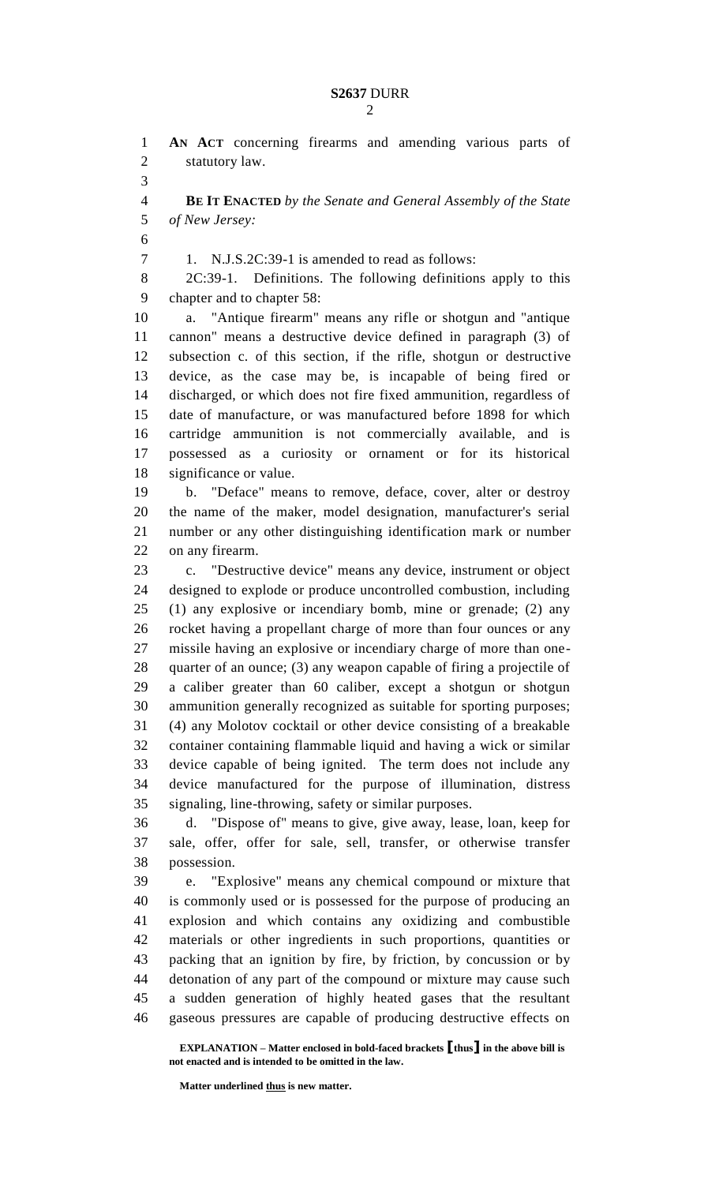**AN ACT** concerning firearms and amending various parts of statutory law.

**BE IT ENACTED** *by the Senate and General Assembly of the State of New Jersey:*

1. N.J.S.2C:39-1 is amended to read as follows:

2C:39-1. Definitions. The following definitions apply to this chapter and to chapter 58:

a. "Antique firearm" means any rifle or shotgun and "antique cannon" means a destructive device defined in paragraph (3) of subsection c. of this section, if the rifle, shotgun or destructive device, as the case may be, is incapable of being fired or discharged, or which does not fire fixed ammunition, regardless of date of manufacture, or was manufactured before 1898 for which cartridge ammunition is not commercially available, and is possessed as a curiosity or ornament or for its historical significance or value.

b. "Deface" means to remove, deface, cover, alter or destroy the name of the maker, model designation, manufacturer's serial number or any other distinguishing identification mark or number on any firearm.

c. "Destructive device" means any device, instrument or object designed to explode or produce uncontrolled combustion, including (1) any explosive or incendiary bomb, mine or grenade; (2) any rocket having a propellant charge of more than four ounces or any missile having an explosive or incendiary charge of more than one-quarter of an ounce; (3) any weapon capable of firing a projectile of a caliber greater than 60 caliber, except a shotgun or shotgun ammunition generally recognized as suitable for sporting purposes; (4) any Molotov cocktail or other device consisting of a breakable container containing flammable liquid and having a wick or similar device capable of being ignited. The term does not include any device manufactured for the purpose of illumination, distress signaling, line-throwing, safety or similar purposes.

d. "Dispose of" means to give, give away, lease, loan, keep for sale, offer, offer for sale, sell, transfer, or otherwise transfer possession.

e. "Explosive" means any chemical compound or mixture that is commonly used or is possessed for the purpose of producing an explosion and which contains any oxidizing and combustible materials or other ingredients in such proportions, quantities or packing that an ignition by fire, by friction, by concussion or by detonation of any part of the compound or mixture may cause such a sudden generation of highly heated gases that the resultant gaseous pressures are capable of producing destructive effects on

**EXPLANATION – Matter enclosed in bold-faced brackets [thus] in the above bill is not enacted and is intended to be omitted in the law.**

**Matter underlined thus is new matter.**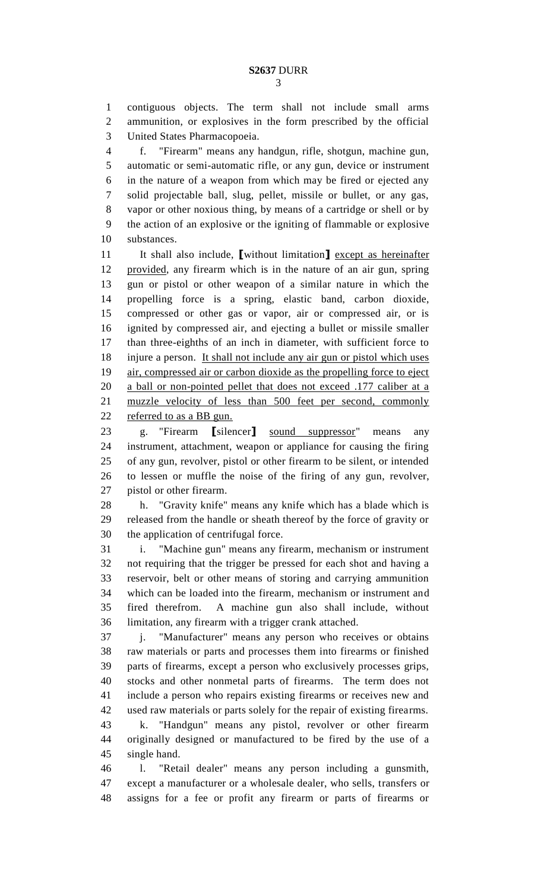contiguous objects. The term shall not include small arms ammunition, or explosives in the form prescribed by the official United States Pharmacopoeia.

f. "Firearm" means any handgun, rifle, shotgun, machine gun, automatic or semi-automatic rifle, or any gun, device or instrument in the nature of a weapon from which may be fired or ejected any solid projectable ball, slug, pellet, missile or bullet, or any gas, vapor or other noxious thing, by means of a cartridge or shell or by the action of an explosive or the igniting of flammable or explosive substances.

It shall also include, [without limitation] <u>except as hereinafter provided</u>, any firearm which is in the nature of an air gun, spring gun or pistol or other weapon of a similar nature in which the propelling force is a spring, elastic band, carbon dioxide, compressed or other gas or vapor, air or compressed air, or is ignited by compressed air, and ejecting a bullet or missile smaller than three-eighths of an inch in diameter, with sufficient force to injure a person. <u>It shall not include any air gun or pistol which uses air, compressed air or carbon dioxide as the propelling force to eject a ball or non-pointed pellet that does not exceed .177 caliber at a muzzle velocity of less than 500 feet per second, commonly referred to as a BB gun.</u>

g. "Firearm [silencer] <u>sound suppressor</u>" means any instrument, attachment, weapon or appliance for causing the firing of any gun, revolver, pistol or other firearm to be silent, or intended to lessen or muffle the noise of the firing of any gun, revolver, pistol or other firearm.

h. "Gravity knife" means any knife which has a blade which is released from the handle or sheath thereof by the force of gravity or the application of centrifugal force.

i. "Machine gun" means any firearm, mechanism or instrument not requiring that the trigger be pressed for each shot and having a reservoir, belt or other means of storing and carrying ammunition which can be loaded into the firearm, mechanism or instrument and fired therefrom. A machine gun also shall include, without limitation, any firearm with a trigger crank attached.

j. "Manufacturer" means any person who receives or obtains raw materials or parts and processes them into firearms or finished parts of firearms, except a person who exclusively processes grips, stocks and other nonmetal parts of firearms. The term does not include a person who repairs existing firearms or receives new and used raw materials or parts solely for the repair of existing firearms.

k. "Handgun" means any pistol, revolver or other firearm originally designed or manufactured to be fired by the use of a single hand.

l. "Retail dealer" means any person including a gunsmith, except a manufacturer or a wholesale dealer, who sells, transfers or assigns for a fee or profit any firearm or parts of firearms or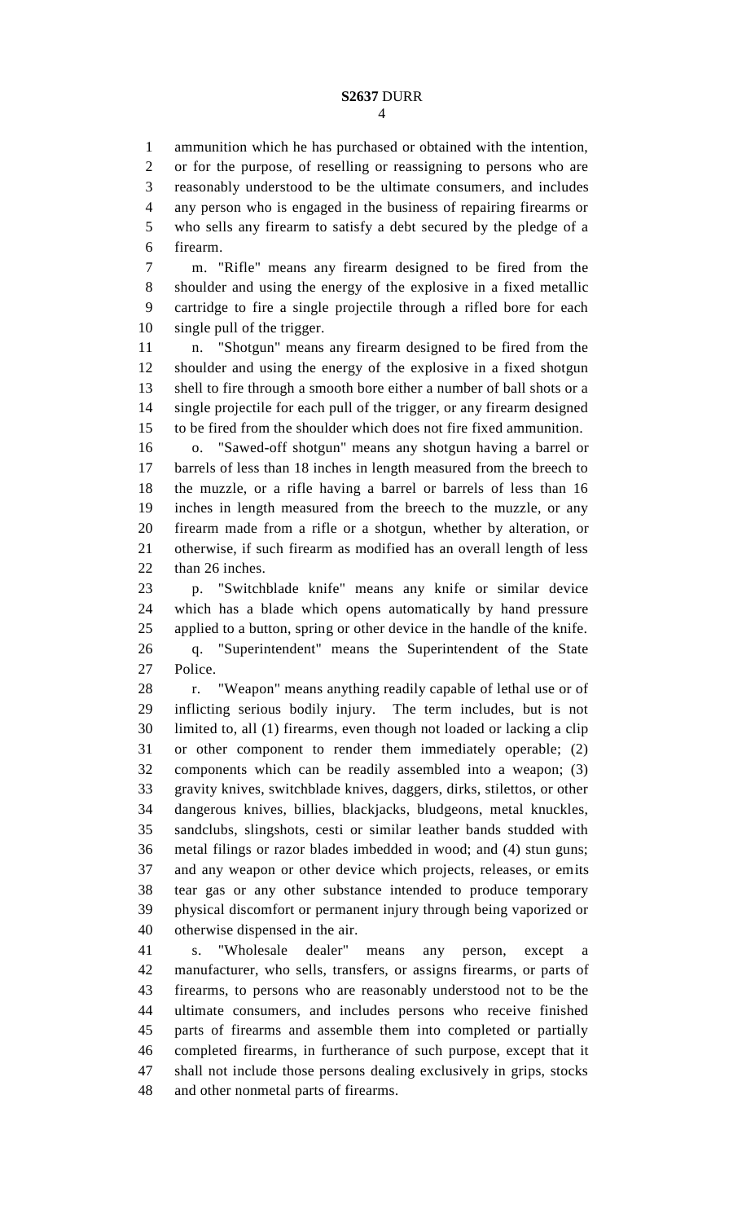ammunition which he has purchased or obtained with the intention, or for the purpose, of reselling or reassigning to persons who are reasonably understood to be the ultimate consumers, and includes any person who is engaged in the business of repairing firearms or who sells any firearm to satisfy a debt secured by the pledge of a firearm.

m. "Rifle" means any firearm designed to be fired from the shoulder and using the energy of the explosive in a fixed metallic cartridge to fire a single projectile through a rifled bore for each single pull of the trigger.

n. "Shotgun" means any firearm designed to be fired from the shoulder and using the energy of the explosive in a fixed shotgun shell to fire through a smooth bore either a number of ball shots or a single projectile for each pull of the trigger, or any firearm designed to be fired from the shoulder which does not fire fixed ammunition.

o. "Sawed-off shotgun" means any shotgun having a barrel or barrels of less than 18 inches in length measured from the breech to the muzzle, or a rifle having a barrel or barrels of less than 16 inches in length measured from the breech to the muzzle, or any firearm made from a rifle or a shotgun, whether by alteration, or otherwise, if such firearm as modified has an overall length of less than 26 inches.

p. "Switchblade knife" means any knife or similar device which has a blade which opens automatically by hand pressure applied to a button, spring or other device in the handle of the knife.

q. "Superintendent" means the Superintendent of the State Police.

r. "Weapon" means anything readily capable of lethal use or of inflicting serious bodily injury. The term includes, but is not limited to, all (1) firearms, even though not loaded or lacking a clip or other component to render them immediately operable; (2) components which can be readily assembled into a weapon; (3) gravity knives, switchblade knives, daggers, dirks, stilettos, or other dangerous knives, billies, blackjacks, bludgeons, metal knuckles, sandclubs, slingshots, cesti or similar leather bands studded with metal filings or razor blades imbedded in wood; and (4) stun guns; and any weapon or other device which projects, releases, or emits tear gas or any other substance intended to produce temporary physical discomfort or permanent injury through being vaporized or otherwise dispensed in the air.

s. "Wholesale dealer" means any person, except a manufacturer, who sells, transfers, or assigns firearms, or parts of firearms, to persons who are reasonably understood not to be the ultimate consumers, and includes persons who receive finished parts of firearms and assemble them into completed or partially completed firearms, in furtherance of such purpose, except that it shall not include those persons dealing exclusively in grips, stocks and other nonmetal parts of firearms.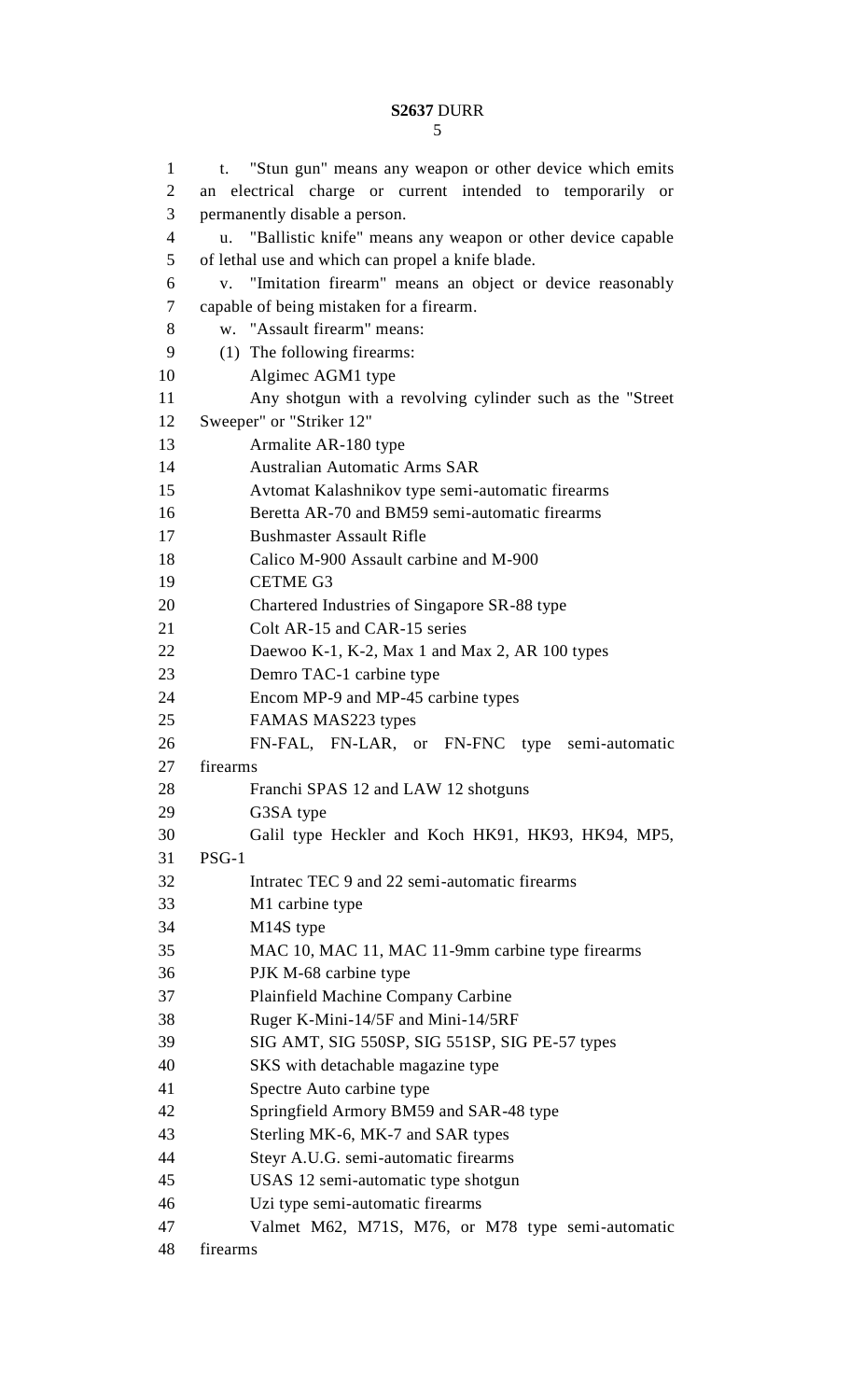t. "Stun gun" means any weapon or other device which emits an electrical charge or current intended to temporarily or permanently disable a person.

u. "Ballistic knife" means any weapon or other device capable of lethal use and which can propel a knife blade.

v. "Imitation firearm" means an object or device reasonably capable of being mistaken for a firearm.

w. "Assault firearm" means:

(1) The following firearms:

Algimec AGM1 type

Any shotgun with a revolving cylinder such as the "Street Sweeper" or "Striker 12"

Armalite AR-180 type

Australian Automatic Arms SAR

Avtomat Kalashnikov type semi-automatic firearms

Beretta AR-70 and BM59 semi-automatic firearms

Bushmaster Assault Rifle

Calico M-900 Assault carbine and M-900

CETME G3

Chartered Industries of Singapore SR-88 type

Colt AR-15 and CAR-15 series

Daewoo K-1, K-2, Max 1 and Max 2, AR 100 types

Demro TAC-1 carbine type

Encom MP-9 and MP-45 carbine types

FAMAS MAS223 types

FN-FAL, FN-LAR, or FN-FNC type semi-automatic firearms

Franchi SPAS 12 and LAW 12 shotguns

G3SA type

Galil type Heckler and Koch HK91, HK93, HK94, MP5, PSG-1

Intratec TEC 9 and 22 semi-automatic firearms

M1 carbine type

M14S type

MAC 10, MAC 11, MAC 11-9mm carbine type firearms

PJK M-68 carbine type

Plainfield Machine Company Carbine

Ruger K-Mini-14/5F and Mini-14/5RF

SIG AMT, SIG 550SP, SIG 551SP, SIG PE-57 types

SKS with detachable magazine type

Spectre Auto carbine type

Springfield Armory BM59 and SAR-48 type

Sterling MK-6, MK-7 and SAR types

Steyr A.U.G. semi-automatic firearms

USAS 12 semi-automatic type shotgun

Uzi type semi-automatic firearms

Valmet M62, M71S, M76, or M78 type semi-automatic firearms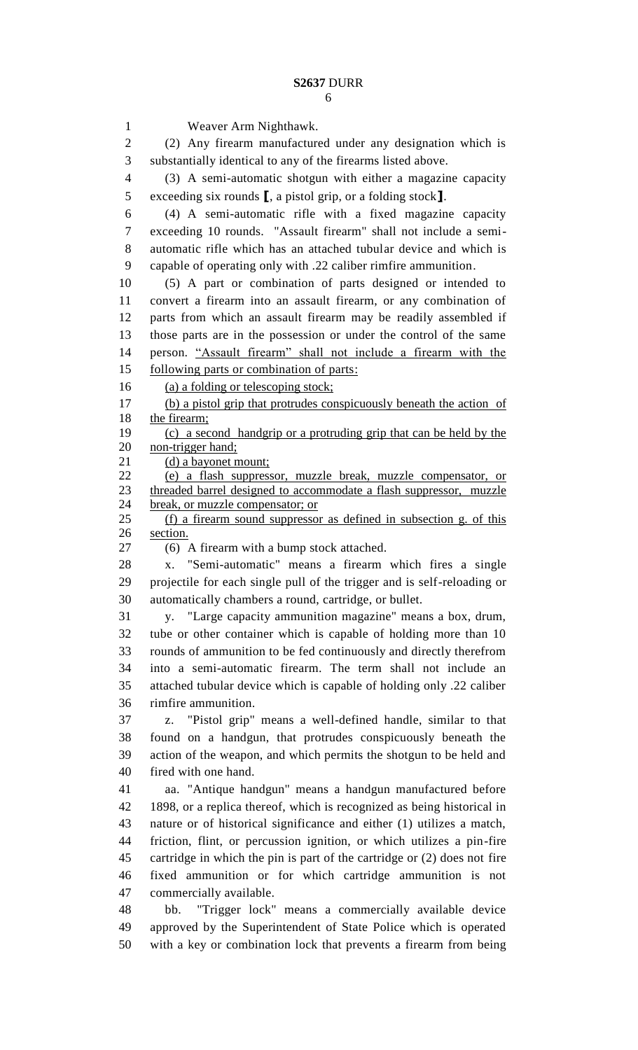Weaver Arm Nighthawk.

(2) Any firearm manufactured under any designation which is substantially identical to any of the firearms listed above.

(3) A semi-automatic shotgun with either a magazine capacity exceeding six rounds **[**, a pistol grip, or a folding stock**]**.

(4) A semi-automatic rifle with a fixed magazine capacity exceeding 10 rounds. "Assault firearm" shall not include a semi-automatic rifle which has an attached tubular device and which is capable of operating only with .22 caliber rimfire ammunition.

(5) A part or combination of parts designed or intended to convert a firearm into an assault firearm, or any combination of parts from which an assault firearm may be readily assembled if those parts are in the possession or under the control of the same person. <u>"Assault firearm" shall not include a firearm with the following parts or combination of parts:</u>

<u>(a) a folding or telescoping stock;</u>

<u>(b) a pistol grip that protrudes conspicuously beneath the action of the firearm;</u>

<u>(c) a second handgrip or a protruding grip that can be held by the non-trigger hand;</u>

<u>(d) a bayonet mount;</u>

<u>(e) a flash suppressor, muzzle break, muzzle compensator, or threaded barrel designed to accommodate a flash suppressor, muzzle break, or muzzle compensator; or</u>

<u>(f) a firearm sound suppressor as defined in subsection g. of this section.</u>

(6) A firearm with a bump stock attached.

x. "Semi-automatic" means a firearm which fires a single projectile for each single pull of the trigger and is self-reloading or automatically chambers a round, cartridge, or bullet.

y. "Large capacity ammunition magazine" means a box, drum, tube or other container which is capable of holding more than 10 rounds of ammunition to be fed continuously and directly therefrom into a semi-automatic firearm. The term shall not include an attached tubular device which is capable of holding only .22 caliber rimfire ammunition.

z. "Pistol grip" means a well-defined handle, similar to that found on a handgun, that protrudes conspicuously beneath the action of the weapon, and which permits the shotgun to be held and fired with one hand.

aa. "Antique handgun" means a handgun manufactured before 1898, or a replica thereof, which is recognized as being historical in nature or of historical significance and either (1) utilizes a match, friction, flint, or percussion ignition, or which utilizes a pin-fire cartridge in which the pin is part of the cartridge or (2) does not fire fixed ammunition or for which cartridge ammunition is not commercially available.

bb. "Trigger lock" means a commercially available device approved by the Superintendent of State Police which is operated with a key or combination lock that prevents a firearm from being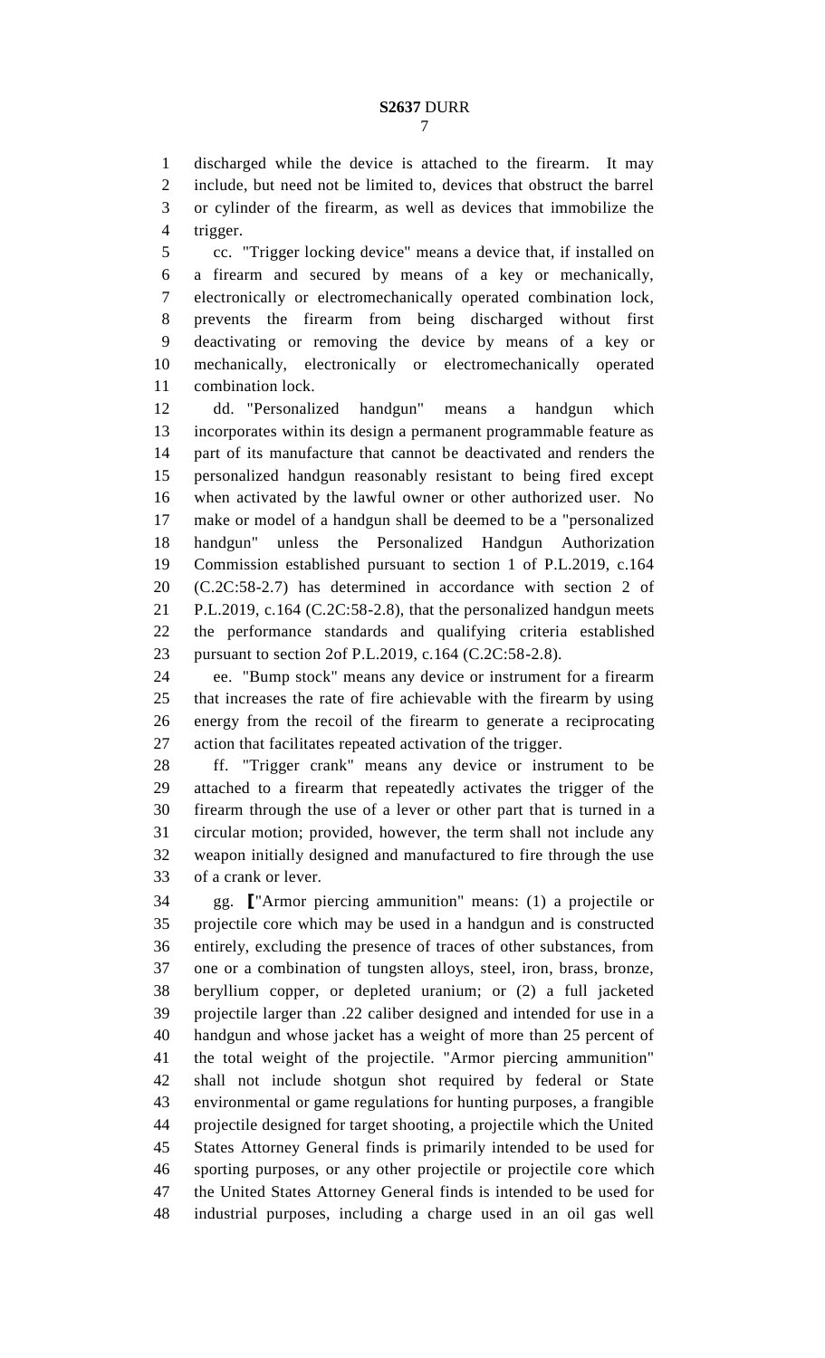discharged while the device is attached to the firearm. It may include, but need not be limited to, devices that obstruct the barrel or cylinder of the firearm, as well as devices that immobilize the trigger.

cc. "Trigger locking device" means a device that, if installed on a firearm and secured by means of a key or mechanically, electronically or electromechanically operated combination lock, prevents the firearm from being discharged without first deactivating or removing the device by means of a key or mechanically, electronically or electromechanically operated combination lock.

dd. "Personalized handgun" means a handgun which incorporates within its design a permanent programmable feature as part of its manufacture that cannot be deactivated and renders the personalized handgun reasonably resistant to being fired except when activated by the lawful owner or other authorized user. No make or model of a handgun shall be deemed to be a "personalized handgun" unless the Personalized Handgun Authorization Commission established pursuant to section 1 of P.L.2019, c.164 (C.2C:58-2.7) has determined in accordance with section 2 of P.L.2019, c.164 (C.2C:58-2.8), that the personalized handgun meets the performance standards and qualifying criteria established pursuant to section 2of P.L.2019, c.164 (C.2C:58-2.8).

ee. "Bump stock" means any device or instrument for a firearm that increases the rate of fire achievable with the firearm by using energy from the recoil of the firearm to generate a reciprocating action that facilitates repeated activation of the trigger.

ff. "Trigger crank" means any device or instrument to be attached to a firearm that repeatedly activates the trigger of the firearm through the use of a lever or other part that is turned in a circular motion; provided, however, the term shall not include any weapon initially designed and manufactured to fire through the use of a crank or lever.

gg. ⟦"Armor piercing ammunition" means: (1) a projectile or projectile core which may be used in a handgun and is constructed entirely, excluding the presence of traces of other substances, from one or a combination of tungsten alloys, steel, iron, brass, bronze, beryllium copper, or depleted uranium; or (2) a full jacketed projectile larger than .22 caliber designed and intended for use in a handgun and whose jacket has a weight of more than 25 percent of the total weight of the projectile. "Armor piercing ammunition" shall not include shotgun shot required by federal or State environmental or game regulations for hunting purposes, a frangible projectile designed for target shooting, a projectile which the United States Attorney General finds is primarily intended to be used for sporting purposes, or any other projectile or projectile core which the United States Attorney General finds is intended to be used for industrial purposes, including a charge used in an oil gas well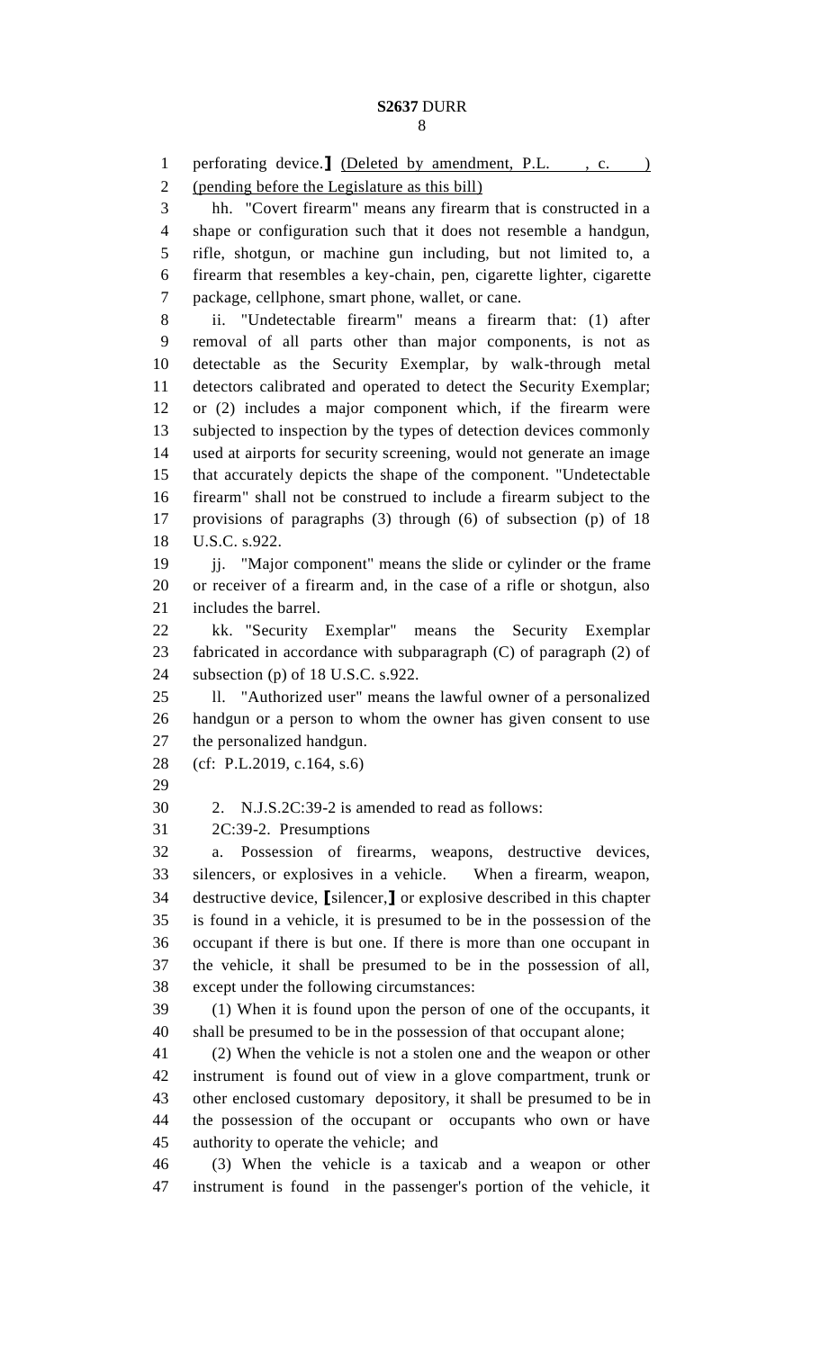perforating device.] <u>(Deleted by amendment, P.L. , c. )</u> <u>(pending before the Legislature as this bill)</u>

hh. "Covert firearm" means any firearm that is constructed in a shape or configuration such that it does not resemble a handgun, rifle, shotgun, or machine gun including, but not limited to, a firearm that resembles a key-chain, pen, cigarette lighter, cigarette package, cellphone, smart phone, wallet, or cane.

ii. "Undetectable firearm" means a firearm that: (1) after removal of all parts other than major components, is not as detectable as the Security Exemplar, by walk-through metal detectors calibrated and operated to detect the Security Exemplar; or (2) includes a major component which, if the firearm were subjected to inspection by the types of detection devices commonly used at airports for security screening, would not generate an image that accurately depicts the shape of the component. "Undetectable firearm" shall not be construed to include a firearm subject to the provisions of paragraphs (3) through (6) of subsection (p) of 18 U.S.C. s.922.

jj. "Major component" means the slide or cylinder or the frame or receiver of a firearm and, in the case of a rifle or shotgun, also includes the barrel.

kk. "Security Exemplar" means the Security Exemplar fabricated in accordance with subparagraph (C) of paragraph (2) of subsection (p) of 18 U.S.C. s.922.

ll. "Authorized user" means the lawful owner of a personalized handgun or a person to whom the owner has given consent to use the personalized handgun.

(cf: P.L.2019, c.164, s.6)

2. N.J.S.2C:39-2 is amended to read as follows:

2C:39-2. Presumptions

a. Possession of firearms, weapons, destructive devices, silencers, or explosives in a vehicle. When a firearm, weapon, destructive device, [silencer,] or explosive described in this chapter is found in a vehicle, it is presumed to be in the possession of the occupant if there is but one. If there is more than one occupant in the vehicle, it shall be presumed to be in the possession of all, except under the following circumstances:

(1) When it is found upon the person of one of the occupants, it shall be presumed to be in the possession of that occupant alone;

(2) When the vehicle is not a stolen one and the weapon or other instrument is found out of view in a glove compartment, trunk or other enclosed customary depository, it shall be presumed to be in the possession of the occupant or occupants who own or have authority to operate the vehicle; and

(3) When the vehicle is a taxicab and a weapon or other instrument is found in the passenger's portion of the vehicle, it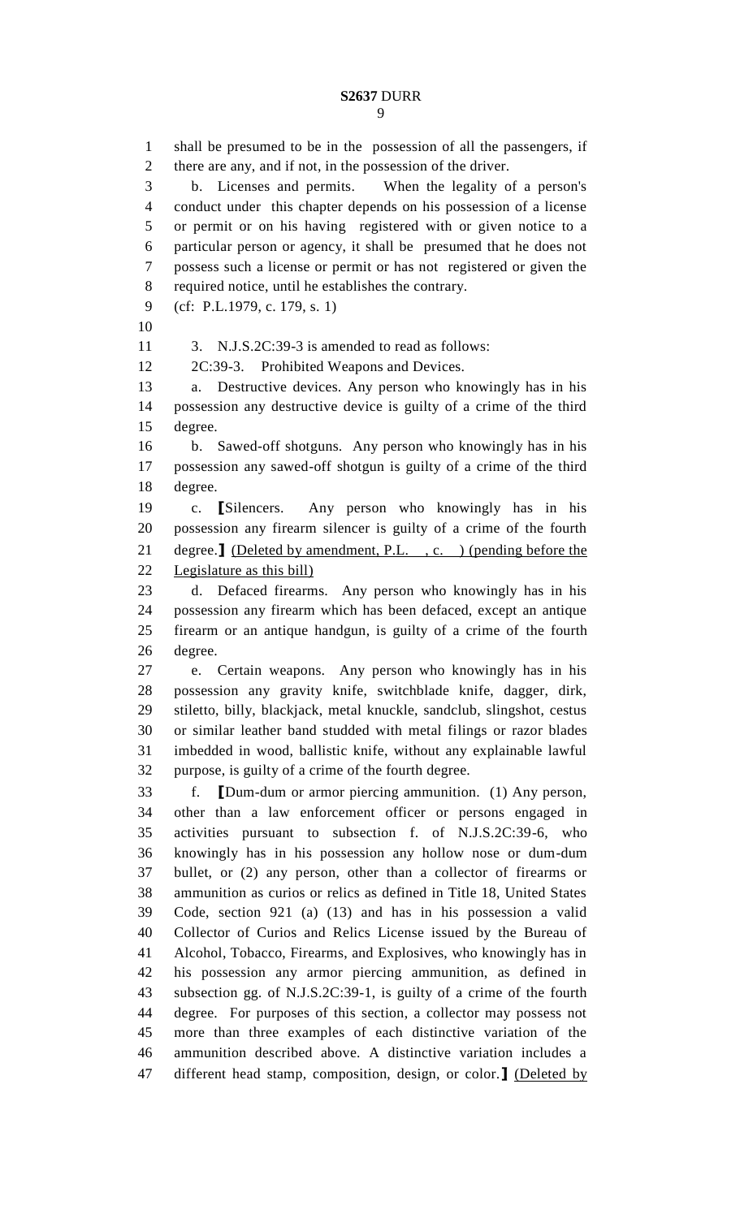shall be presumed to be in the possession of all the passengers, if there are any, and if not, in the possession of the driver.

b. Licenses and permits. When the legality of a person's conduct under this chapter depends on his possession of a license or permit or on his having registered with or given notice to a particular person or agency, it shall be presumed that he does not possess such a license or permit or has not registered or given the required notice, until he establishes the contrary.

(cf: P.L.1979, c. 179, s. 1)

3. N.J.S.2C:39-3 is amended to read as follows:

2C:39-3. Prohibited Weapons and Devices.

a. Destructive devices. Any person who knowingly has in his possession any destructive device is guilty of a crime of the third degree.

b. Sawed-off shotguns. Any person who knowingly has in his possession any sawed-off shotgun is guilty of a crime of the third degree.

c. [Silencers. Any person who knowingly has in his possession any firearm silencer is guilty of a crime of the fourth degree.] <u>(Deleted by amendment, P.L. , c. ) (pending before the Legislature as this bill)</u>

d. Defaced firearms. Any person who knowingly has in his possession any firearm which has been defaced, except an antique firearm or an antique handgun, is guilty of a crime of the fourth degree.

e. Certain weapons. Any person who knowingly has in his possession any gravity knife, switchblade knife, dagger, dirk, stiletto, billy, blackjack, metal knuckle, sandclub, slingshot, cestus or similar leather band studded with metal filings or razor blades imbedded in wood, ballistic knife, without any explainable lawful purpose, is guilty of a crime of the fourth degree.

f. [Dum-dum or armor piercing ammunition. (1) Any person, other than a law enforcement officer or persons engaged in activities pursuant to subsection f. of N.J.S.2C:39-6, who knowingly has in his possession any hollow nose or dum-dum bullet, or (2) any person, other than a collector of firearms or ammunition as curios or relics as defined in Title 18, United States Code, section 921 (a) (13) and has in his possession a valid Collector of Curios and Relics License issued by the Bureau of Alcohol, Tobacco, Firearms, and Explosives, who knowingly has in his possession any armor piercing ammunition, as defined in subsection gg. of N.J.S.2C:39-1, is guilty of a crime of the fourth degree. For purposes of this section, a collector may possess not more than three examples of each distinctive variation of the ammunition described above. A distinctive variation includes a different head stamp, composition, design, or color.] <u>(Deleted by</u>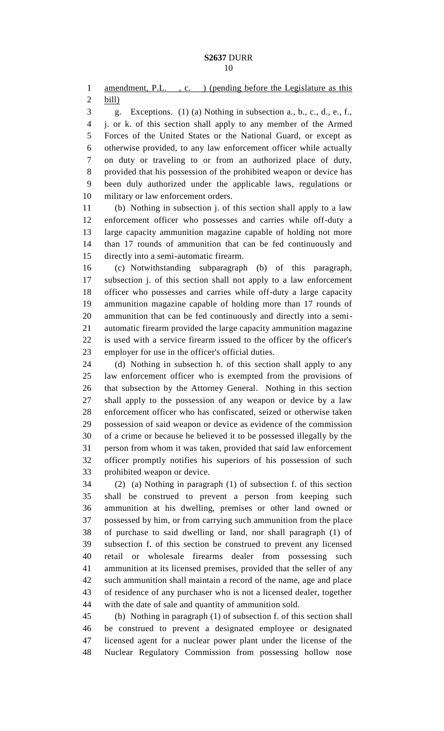amendment, P.L. , c. ) (pending before the Legislature as this bill)

g. Exceptions. (1) (a) Nothing in subsection a., b., c., d., e., f., j. or k. of this section shall apply to any member of the Armed Forces of the United States or the National Guard, or except as otherwise provided, to any law enforcement officer while actually on duty or traveling to or from an authorized place of duty, provided that his possession of the prohibited weapon or device has been duly authorized under the applicable laws, regulations or military or law enforcement orders.

(b) Nothing in subsection j. of this section shall apply to a law enforcement officer who possesses and carries while off-duty a large capacity ammunition magazine capable of holding not more than 17 rounds of ammunition that can be fed continuously and directly into a semi-automatic firearm.

(c) Notwithstanding subparagraph (b) of this paragraph, subsection j. of this section shall not apply to a law enforcement officer who possesses and carries while off-duty a large capacity ammunition magazine capable of holding more than 17 rounds of ammunition that can be fed continuously and directly into a semi-automatic firearm provided the large capacity ammunition magazine is used with a service firearm issued to the officer by the officer's employer for use in the officer's official duties.

(d) Nothing in subsection h. of this section shall apply to any law enforcement officer who is exempted from the provisions of that subsection by the Attorney General. Nothing in this section shall apply to the possession of any weapon or device by a law enforcement officer who has confiscated, seized or otherwise taken possession of said weapon or device as evidence of the commission of a crime or because he believed it to be possessed illegally by the person from whom it was taken, provided that said law enforcement officer promptly notifies his superiors of his possession of such prohibited weapon or device.

(2) (a) Nothing in paragraph (1) of subsection f. of this section shall be construed to prevent a person from keeping such ammunition at his dwelling, premises or other land owned or possessed by him, or from carrying such ammunition from the place of purchase to said dwelling or land, nor shall paragraph (1) of subsection f. of this section be construed to prevent any licensed retail or wholesale firearms dealer from possessing such ammunition at its licensed premises, provided that the seller of any such ammunition shall maintain a record of the name, age and place of residence of any purchaser who is not a licensed dealer, together with the date of sale and quantity of ammunition sold.

(b) Nothing in paragraph (1) of subsection f. of this section shall be construed to prevent a designated employee or designated licensed agent for a nuclear power plant under the license of the Nuclear Regulatory Commission from possessing hollow nose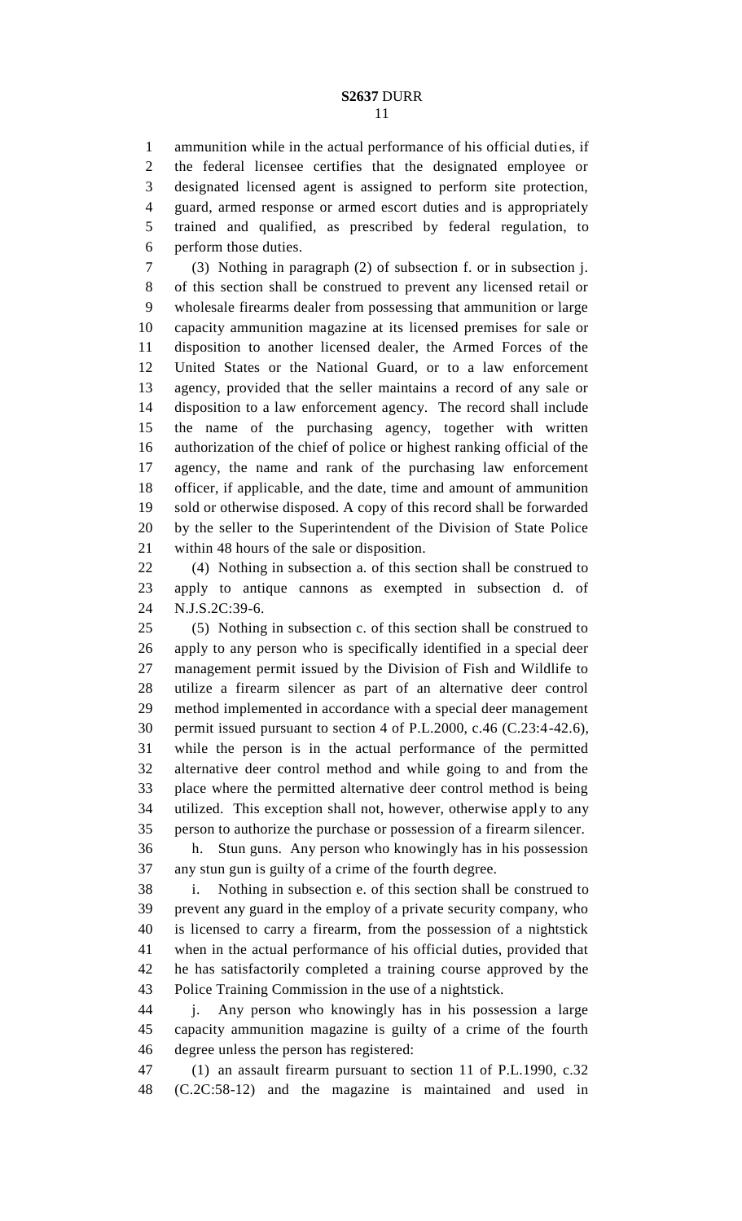ammunition while in the actual performance of his official duties, if the federal licensee certifies that the designated employee or designated licensed agent is assigned to perform site protection, guard, armed response or armed escort duties and is appropriately trained and qualified, as prescribed by federal regulation, to perform those duties.

(3) Nothing in paragraph (2) of subsection f. or in subsection j. of this section shall be construed to prevent any licensed retail or wholesale firearms dealer from possessing that ammunition or large capacity ammunition magazine at its licensed premises for sale or disposition to another licensed dealer, the Armed Forces of the United States or the National Guard, or to a law enforcement agency, provided that the seller maintains a record of any sale or disposition to a law enforcement agency. The record shall include the name of the purchasing agency, together with written authorization of the chief of police or highest ranking official of the agency, the name and rank of the purchasing law enforcement officer, if applicable, and the date, time and amount of ammunition sold or otherwise disposed. A copy of this record shall be forwarded by the seller to the Superintendent of the Division of State Police within 48 hours of the sale or disposition.

(4) Nothing in subsection a. of this section shall be construed to apply to antique cannons as exempted in subsection d. of N.J.S.2C:39-6.

(5) Nothing in subsection c. of this section shall be construed to apply to any person who is specifically identified in a special deer management permit issued by the Division of Fish and Wildlife to utilize a firearm silencer as part of an alternative deer control method implemented in accordance with a special deer management permit issued pursuant to section 4 of P.L.2000, c.46 (C.23:4-42.6), while the person is in the actual performance of the permitted alternative deer control method and while going to and from the place where the permitted alternative deer control method is being utilized. This exception shall not, however, otherwise apply to any person to authorize the purchase or possession of a firearm silencer.

h. Stun guns. Any person who knowingly has in his possession any stun gun is guilty of a crime of the fourth degree.

i. Nothing in subsection e. of this section shall be construed to prevent any guard in the employ of a private security company, who is licensed to carry a firearm, from the possession of a nightstick when in the actual performance of his official duties, provided that he has satisfactorily completed a training course approved by the Police Training Commission in the use of a nightstick.

j. Any person who knowingly has in his possession a large capacity ammunition magazine is guilty of a crime of the fourth degree unless the person has registered:

(1) an assault firearm pursuant to section 11 of P.L.1990, c.32 (C.2C:58-12) and the magazine is maintained and used in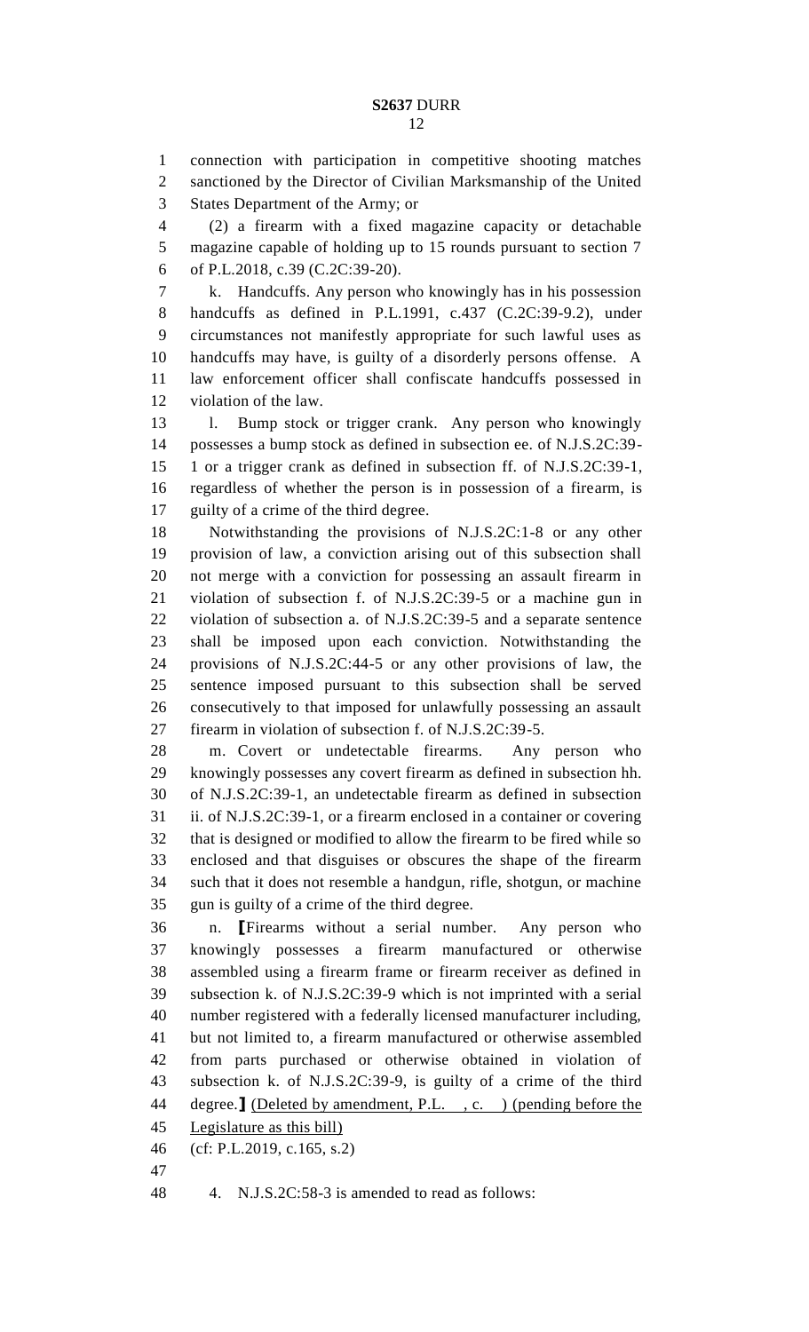connection with participation in competitive shooting matches sanctioned by the Director of Civilian Marksmanship of the United States Department of the Army; or

(2) a firearm with a fixed magazine capacity or detachable magazine capable of holding up to 15 rounds pursuant to section 7 of P.L.2018, c.39 (C.2C:39-20).

k. Handcuffs. Any person who knowingly has in his possession handcuffs as defined in P.L.1991, c.437 (C.2C:39-9.2), under circumstances not manifestly appropriate for such lawful uses as handcuffs may have, is guilty of a disorderly persons offense. A law enforcement officer shall confiscate handcuffs possessed in violation of the law.

l. Bump stock or trigger crank. Any person who knowingly possesses a bump stock as defined in subsection ee. of N.J.S.2C:39-1 or a trigger crank as defined in subsection ff. of N.J.S.2C:39-1, regardless of whether the person is in possession of a firearm, is guilty of a crime of the third degree.

Notwithstanding the provisions of N.J.S.2C:1-8 or any other provision of law, a conviction arising out of this subsection shall not merge with a conviction for possessing an assault firearm in violation of subsection f. of N.J.S.2C:39-5 or a machine gun in violation of subsection a. of N.J.S.2C:39-5 and a separate sentence shall be imposed upon each conviction. Notwithstanding the provisions of N.J.S.2C:44-5 or any other provisions of law, the sentence imposed pursuant to this subsection shall be served consecutively to that imposed for unlawfully possessing an assault firearm in violation of subsection f. of N.J.S.2C:39-5.

m. Covert or undetectable firearms. Any person who knowingly possesses any covert firearm as defined in subsection hh. of N.J.S.2C:39-1, an undetectable firearm as defined in subsection ii. of N.J.S.2C:39-1, or a firearm enclosed in a container or covering that is designed or modified to allow the firearm to be fired while so enclosed and that disguises or obscures the shape of the firearm such that it does not resemble a handgun, rifle, shotgun, or machine gun is guilty of a crime of the third degree.

n. [Firearms without a serial number. Any person who knowingly possesses a firearm manufactured or otherwise assembled using a firearm frame or firearm receiver as defined in subsection k. of N.J.S.2C:39-9 which is not imprinted with a serial number registered with a federally licensed manufacturer including, but not limited to, a firearm manufactured or otherwise assembled from parts purchased or otherwise obtained in violation of subsection k. of N.J.S.2C:39-9, is guilty of a crime of the third degree.] <u>(Deleted by amendment, P.L. , c. ) (pending before the Legislature as this bill)</u>

(cf: P.L.2019, c.165, s.2)

4. N.J.S.2C:58-3 is amended to read as follows: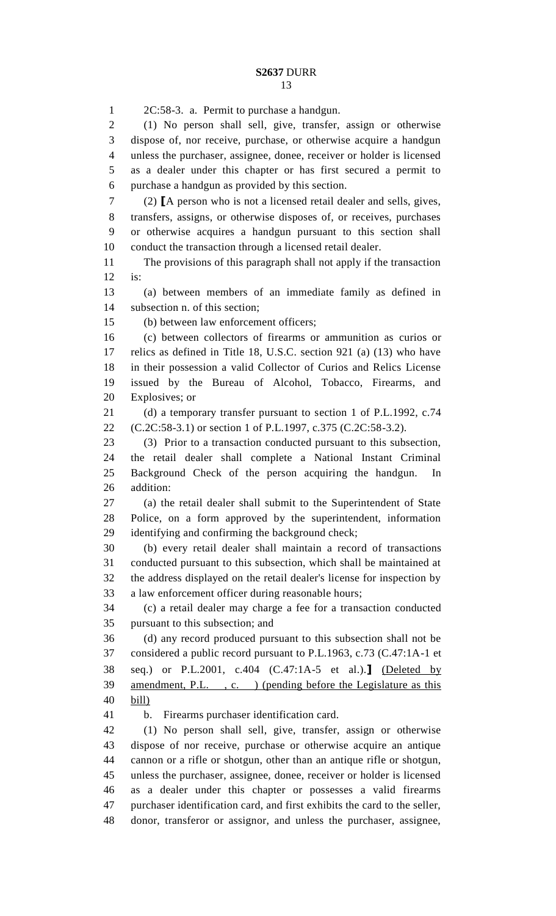2C:58-3. a. Permit to purchase a handgun.

(1) No person shall sell, give, transfer, assign or otherwise dispose of, nor receive, purchase, or otherwise acquire a handgun unless the purchaser, assignee, donee, receiver or holder is licensed as a dealer under this chapter or has first secured a permit to purchase a handgun as provided by this section.

(2) [A person who is not a licensed retail dealer and sells, gives, transfers, assigns, or otherwise disposes of, or receives, purchases or otherwise acquires a handgun pursuant to this section shall conduct the transaction through a licensed retail dealer.

The provisions of this paragraph shall not apply if the transaction is:

(a) between members of an immediate family as defined in subsection n. of this section;

(b) between law enforcement officers;

(c) between collectors of firearms or ammunition as curios or relics as defined in Title 18, U.S.C. section 921 (a) (13) who have in their possession a valid Collector of Curios and Relics License issued by the Bureau of Alcohol, Tobacco, Firearms, and Explosives; or

(d) a temporary transfer pursuant to section 1 of P.L.1992, c.74 (C.2C:58-3.1) or section 1 of P.L.1997, c.375 (C.2C:58-3.2).

(3) Prior to a transaction conducted pursuant to this subsection, the retail dealer shall complete a National Instant Criminal Background Check of the person acquiring the handgun. In addition:

(a) the retail dealer shall submit to the Superintendent of State Police, on a form approved by the superintendent, information identifying and confirming the background check;

(b) every retail dealer shall maintain a record of transactions conducted pursuant to this subsection, which shall be maintained at the address displayed on the retail dealer's license for inspection by a law enforcement officer during reasonable hours;

(c) a retail dealer may charge a fee for a transaction conducted pursuant to this subsection; and

(d) any record produced pursuant to this subsection shall not be considered a public record pursuant to P.L.1963, c.73 (C.47:1A-1 et seq.) or P.L.2001, c.404 (C.47:1A-5 et al.).] <u>(Deleted by amendment, P.L. , c. ) (pending before the Legislature as this bill)</u>

b. Firearms purchaser identification card.

(1) No person shall sell, give, transfer, assign or otherwise dispose of nor receive, purchase or otherwise acquire an antique cannon or a rifle or shotgun, other than an antique rifle or shotgun, unless the purchaser, assignee, donee, receiver or holder is licensed as a dealer under this chapter or possesses a valid firearms purchaser identification card, and first exhibits the card to the seller, donor, transferor or assignor, and unless the purchaser, assignee,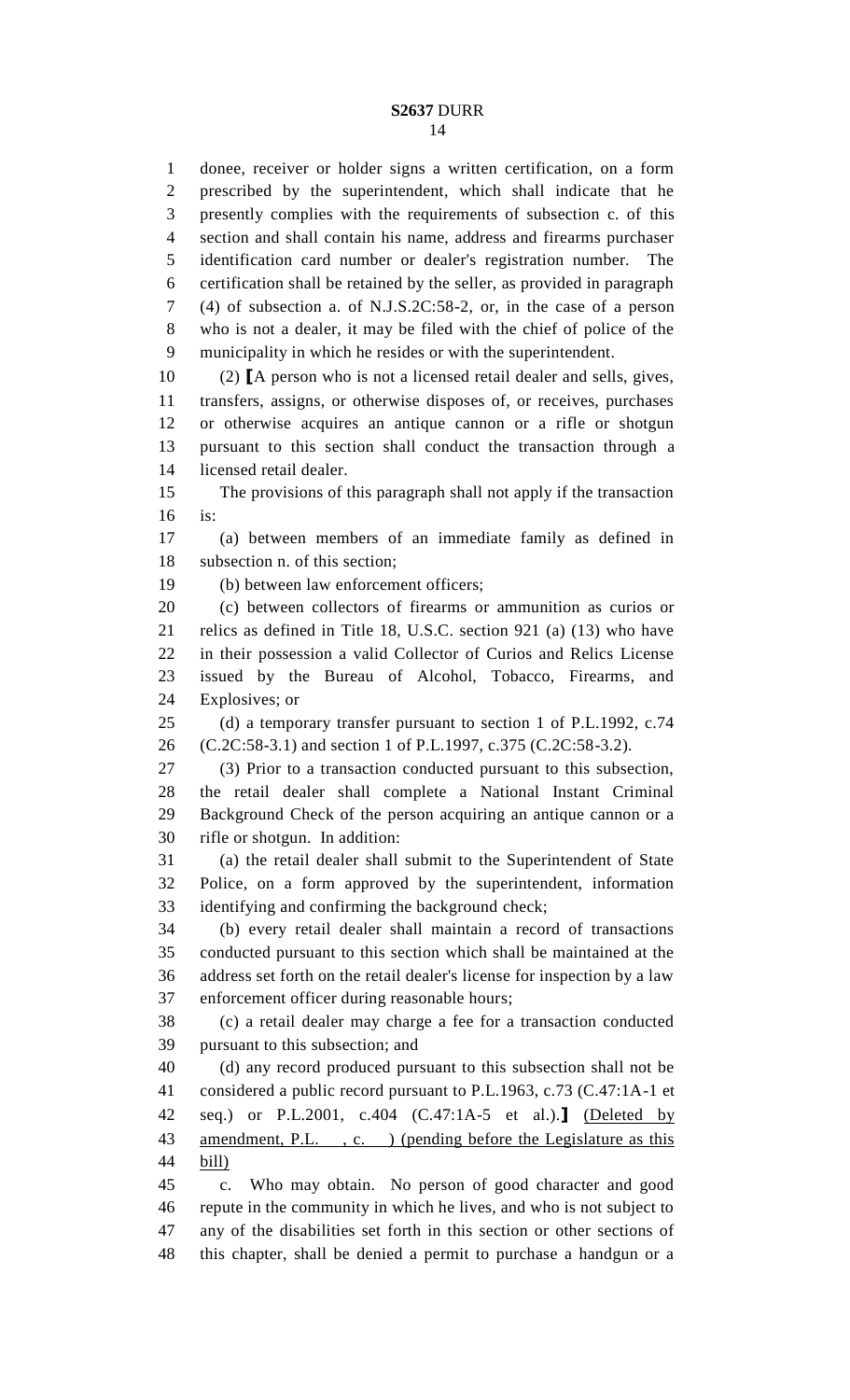donee, receiver or holder signs a written certification, on a form prescribed by the superintendent, which shall indicate that he presently complies with the requirements of subsection c. of this section and shall contain his name, address and firearms purchaser identification card number or dealer's registration number. The certification shall be retained by the seller, as provided in paragraph (4) of subsection a. of N.J.S.2C:58-2, or, in the case of a person who is not a dealer, it may be filed with the chief of police of the municipality in which he resides or with the superintendent.

(2) ⟦A person who is not a licensed retail dealer and sells, gives, transfers, assigns, or otherwise disposes of, or receives, purchases or otherwise acquires an antique cannon or a rifle or shotgun pursuant to this section shall conduct the transaction through a licensed retail dealer.

The provisions of this paragraph shall not apply if the transaction is:

(a) between members of an immediate family as defined in subsection n. of this section;

(b) between law enforcement officers;

(c) between collectors of firearms or ammunition as curios or relics as defined in Title 18, U.S.C. section 921 (a) (13) who have in their possession a valid Collector of Curios and Relics License issued by the Bureau of Alcohol, Tobacco, Firearms, and Explosives; or

(d) a temporary transfer pursuant to section 1 of P.L.1992, c.74 (C.2C:58-3.1) and section 1 of P.L.1997, c.375 (C.2C:58-3.2).

(3) Prior to a transaction conducted pursuant to this subsection, the retail dealer shall complete a National Instant Criminal Background Check of the person acquiring an antique cannon or a rifle or shotgun. In addition:

(a) the retail dealer shall submit to the Superintendent of State Police, on a form approved by the superintendent, information identifying and confirming the background check;

(b) every retail dealer shall maintain a record of transactions conducted pursuant to this section which shall be maintained at the address set forth on the retail dealer's license for inspection by a law enforcement officer during reasonable hours;

(c) a retail dealer may charge a fee for a transaction conducted pursuant to this subsection; and

(d) any record produced pursuant to this subsection shall not be considered a public record pursuant to P.L.1963, c.73 (C.47:1A-1 et seq.) or P.L.2001, c.404 (C.47:1A-5 et al.).⟧ <u>(Deleted by amendment, P.L. , c. ) (pending before the Legislature as this bill)</u>

c. Who may obtain. No person of good character and good repute in the community in which he lives, and who is not subject to any of the disabilities set forth in this section or other sections of this chapter, shall be denied a permit to purchase a handgun or a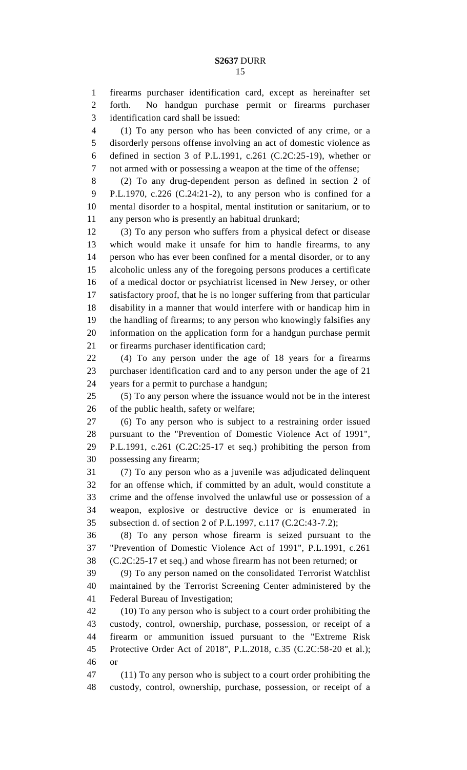firearms purchaser identification card, except as hereinafter set forth. No handgun purchase permit or firearms purchaser identification card shall be issued:

(1) To any person who has been convicted of any crime, or a disorderly persons offense involving an act of domestic violence as defined in section 3 of P.L.1991, c.261 (C.2C:25-19), whether or not armed with or possessing a weapon at the time of the offense;

(2) To any drug-dependent person as defined in section 2 of P.L.1970, c.226 (C.24:21-2), to any person who is confined for a mental disorder to a hospital, mental institution or sanitarium, or to any person who is presently an habitual drunkard;

(3) To any person who suffers from a physical defect or disease which would make it unsafe for him to handle firearms, to any person who has ever been confined for a mental disorder, or to any alcoholic unless any of the foregoing persons produces a certificate of a medical doctor or psychiatrist licensed in New Jersey, or other satisfactory proof, that he is no longer suffering from that particular disability in a manner that would interfere with or handicap him in the handling of firearms; to any person who knowingly falsifies any information on the application form for a handgun purchase permit or firearms purchaser identification card;

(4) To any person under the age of 18 years for a firearms purchaser identification card and to any person under the age of 21 years for a permit to purchase a handgun;

(5) To any person where the issuance would not be in the interest of the public health, safety or welfare;

(6) To any person who is subject to a restraining order issued pursuant to the "Prevention of Domestic Violence Act of 1991", P.L.1991, c.261 (C.2C:25-17 et seq.) prohibiting the person from possessing any firearm;

(7) To any person who as a juvenile was adjudicated delinquent for an offense which, if committed by an adult, would constitute a crime and the offense involved the unlawful use or possession of a weapon, explosive or destructive device or is enumerated in subsection d. of section 2 of P.L.1997, c.117 (C.2C:43-7.2);

(8) To any person whose firearm is seized pursuant to the "Prevention of Domestic Violence Act of 1991", P.L.1991, c.261 (C.2C:25-17 et seq.) and whose firearm has not been returned; or

(9) To any person named on the consolidated Terrorist Watchlist maintained by the Terrorist Screening Center administered by the Federal Bureau of Investigation;

(10) To any person who is subject to a court order prohibiting the custody, control, ownership, purchase, possession, or receipt of a firearm or ammunition issued pursuant to the "Extreme Risk Protective Order Act of 2018", P.L.2018, c.35 (C.2C:58-20 et al.); or

(11) To any person who is subject to a court order prohibiting the custody, control, ownership, purchase, possession, or receipt of a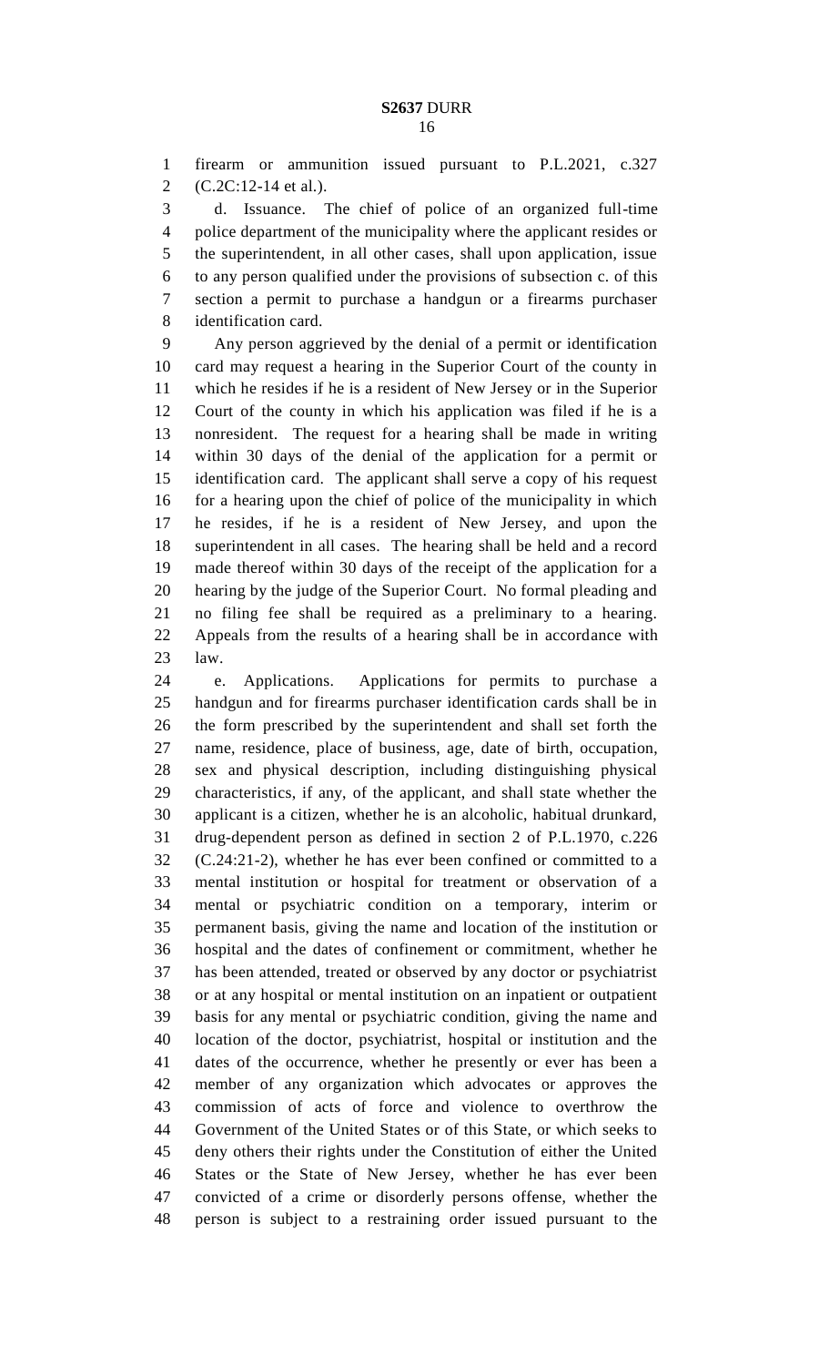firearm or ammunition issued pursuant to P.L.2021, c.327 (C.2C:12-14 et al.).

d. Issuance. The chief of police of an organized full-time police department of the municipality where the applicant resides or the superintendent, in all other cases, shall upon application, issue to any person qualified under the provisions of subsection c. of this section a permit to purchase a handgun or a firearms purchaser identification card.

Any person aggrieved by the denial of a permit or identification card may request a hearing in the Superior Court of the county in which he resides if he is a resident of New Jersey or in the Superior Court of the county in which his application was filed if he is a nonresident. The request for a hearing shall be made in writing within 30 days of the denial of the application for a permit or identification card. The applicant shall serve a copy of his request for a hearing upon the chief of police of the municipality in which he resides, if he is a resident of New Jersey, and upon the superintendent in all cases. The hearing shall be held and a record made thereof within 30 days of the receipt of the application for a hearing by the judge of the Superior Court. No formal pleading and no filing fee shall be required as a preliminary to a hearing. Appeals from the results of a hearing shall be in accordance with law.

e. Applications. Applications for permits to purchase a handgun and for firearms purchaser identification cards shall be in the form prescribed by the superintendent and shall set forth the name, residence, place of business, age, date of birth, occupation, sex and physical description, including distinguishing physical characteristics, if any, of the applicant, and shall state whether the applicant is a citizen, whether he is an alcoholic, habitual drunkard, drug-dependent person as defined in section 2 of P.L.1970, c.226 (C.24:21-2), whether he has ever been confined or committed to a mental institution or hospital for treatment or observation of a mental or psychiatric condition on a temporary, interim or permanent basis, giving the name and location of the institution or hospital and the dates of confinement or commitment, whether he has been attended, treated or observed by any doctor or psychiatrist or at any hospital or mental institution on an inpatient or outpatient basis for any mental or psychiatric condition, giving the name and location of the doctor, psychiatrist, hospital or institution and the dates of the occurrence, whether he presently or ever has been a member of any organization which advocates or approves the commission of acts of force and violence to overthrow the Government of the United States or of this State, or which seeks to deny others their rights under the Constitution of either the United States or the State of New Jersey, whether he has ever been convicted of a crime or disorderly persons offense, whether the person is subject to a restraining order issued pursuant to the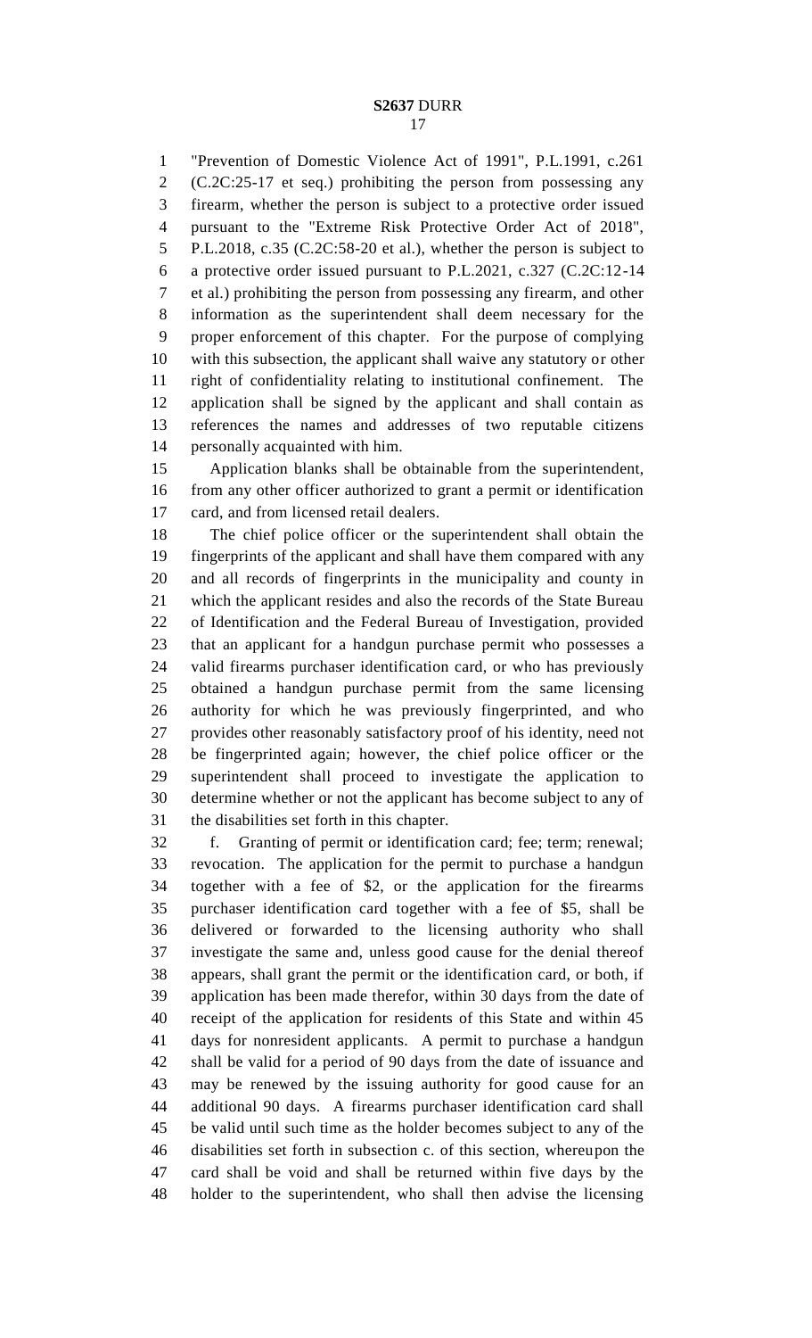"Prevention of Domestic Violence Act of 1991", P.L.1991, c.261 (C.2C:25-17 et seq.) prohibiting the person from possessing any firearm, whether the person is subject to a protective order issued pursuant to the "Extreme Risk Protective Order Act of 2018", P.L.2018, c.35 (C.2C:58-20 et al.), whether the person is subject to a protective order issued pursuant to P.L.2021, c.327 (C.2C:12-14 et al.) prohibiting the person from possessing any firearm, and other information as the superintendent shall deem necessary for the proper enforcement of this chapter. For the purpose of complying with this subsection, the applicant shall waive any statutory or other right of confidentiality relating to institutional confinement. The application shall be signed by the applicant and shall contain as references the names and addresses of two reputable citizens personally acquainted with him.

Application blanks shall be obtainable from the superintendent, from any other officer authorized to grant a permit or identification card, and from licensed retail dealers.

The chief police officer or the superintendent shall obtain the fingerprints of the applicant and shall have them compared with any and all records of fingerprints in the municipality and county in which the applicant resides and also the records of the State Bureau of Identification and the Federal Bureau of Investigation, provided that an applicant for a handgun purchase permit who possesses a valid firearms purchaser identification card, or who has previously obtained a handgun purchase permit from the same licensing authority for which he was previously fingerprinted, and who provides other reasonably satisfactory proof of his identity, need not be fingerprinted again; however, the chief police officer or the superintendent shall proceed to investigate the application to determine whether or not the applicant has become subject to any of the disabilities set forth in this chapter.

f. Granting of permit or identification card; fee; term; renewal; revocation. The application for the permit to purchase a handgun together with a fee of $2, or the application for the firearms purchaser identification card together with a fee of $5, shall be delivered or forwarded to the licensing authority who shall investigate the same and, unless good cause for the denial thereof appears, shall grant the permit or the identification card, or both, if application has been made therefor, within 30 days from the date of receipt of the application for residents of this State and within 45 days for nonresident applicants. A permit to purchase a handgun shall be valid for a period of 90 days from the date of issuance and may be renewed by the issuing authority for good cause for an additional 90 days. A firearms purchaser identification card shall be valid until such time as the holder becomes subject to any of the disabilities set forth in subsection c. of this section, whereupon the card shall be void and shall be returned within five days by the holder to the superintendent, who shall then advise the licensing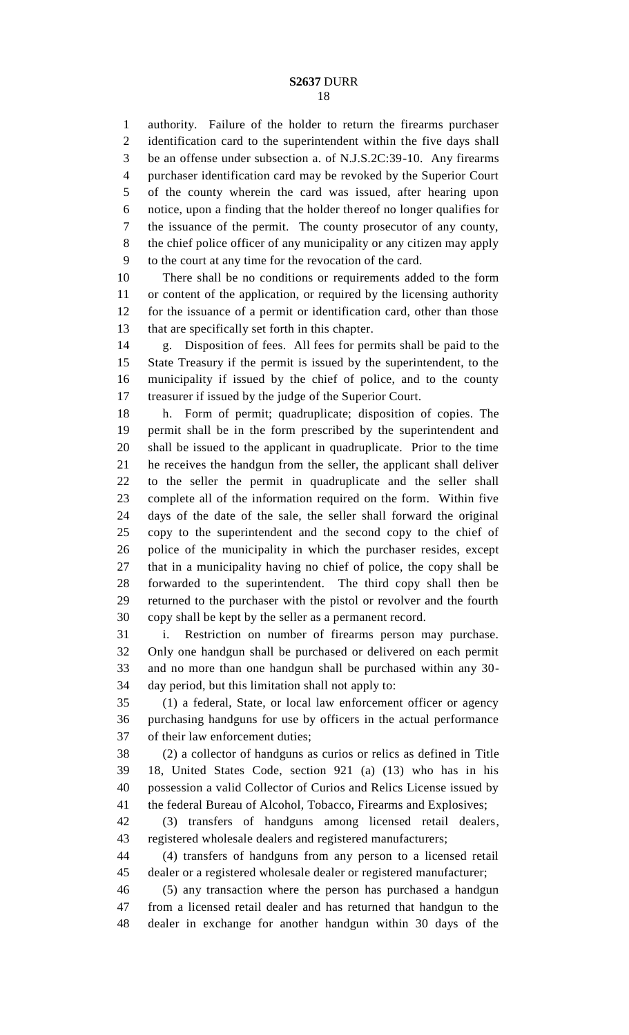authority. Failure of the holder to return the firearms purchaser identification card to the superintendent within the five days shall be an offense under subsection a. of N.J.S.2C:39-10. Any firearms purchaser identification card may be revoked by the Superior Court of the county wherein the card was issued, after hearing upon notice, upon a finding that the holder thereof no longer qualifies for the issuance of the permit. The county prosecutor of any county, the chief police officer of any municipality or any citizen may apply to the court at any time for the revocation of the card.

There shall be no conditions or requirements added to the form or content of the application, or required by the licensing authority for the issuance of a permit or identification card, other than those that are specifically set forth in this chapter.

g. Disposition of fees. All fees for permits shall be paid to the State Treasury if the permit is issued by the superintendent, to the municipality if issued by the chief of police, and to the county treasurer if issued by the judge of the Superior Court.

h. Form of permit; quadruplicate; disposition of copies. The permit shall be in the form prescribed by the superintendent and shall be issued to the applicant in quadruplicate. Prior to the time he receives the handgun from the seller, the applicant shall deliver to the seller the permit in quadruplicate and the seller shall complete all of the information required on the form. Within five days of the date of the sale, the seller shall forward the original copy to the superintendent and the second copy to the chief of police of the municipality in which the purchaser resides, except that in a municipality having no chief of police, the copy shall be forwarded to the superintendent. The third copy shall then be returned to the purchaser with the pistol or revolver and the fourth copy shall be kept by the seller as a permanent record.

i. Restriction on number of firearms person may purchase. Only one handgun shall be purchased or delivered on each permit and no more than one handgun shall be purchased within any 30-day period, but this limitation shall not apply to:

(1) a federal, State, or local law enforcement officer or agency purchasing handguns for use by officers in the actual performance of their law enforcement duties;

(2) a collector of handguns as curios or relics as defined in Title 18, United States Code, section 921 (a) (13) who has in his possession a valid Collector of Curios and Relics License issued by the federal Bureau of Alcohol, Tobacco, Firearms and Explosives;

(3) transfers of handguns among licensed retail dealers, registered wholesale dealers and registered manufacturers;

(4) transfers of handguns from any person to a licensed retail dealer or a registered wholesale dealer or registered manufacturer;

(5) any transaction where the person has purchased a handgun from a licensed retail dealer and has returned that handgun to the dealer in exchange for another handgun within 30 days of the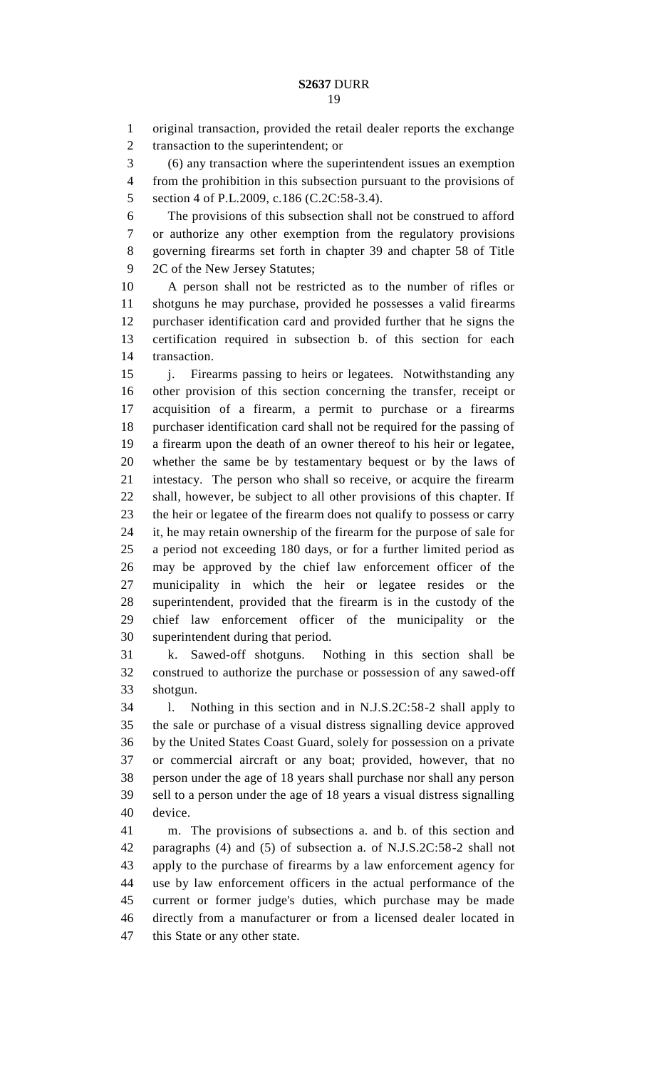original transaction, provided the retail dealer reports the exchange transaction to the superintendent; or

(6) any transaction where the superintendent issues an exemption from the prohibition in this subsection pursuant to the provisions of section 4 of P.L.2009, c.186 (C.2C:58-3.4).

The provisions of this subsection shall not be construed to afford or authorize any other exemption from the regulatory provisions governing firearms set forth in chapter 39 and chapter 58 of Title 2C of the New Jersey Statutes;

A person shall not be restricted as to the number of rifles or shotguns he may purchase, provided he possesses a valid firearms purchaser identification card and provided further that he signs the certification required in subsection b. of this section for each transaction.

j. Firearms passing to heirs or legatees. Notwithstanding any other provision of this section concerning the transfer, receipt or acquisition of a firearm, a permit to purchase or a firearms purchaser identification card shall not be required for the passing of a firearm upon the death of an owner thereof to his heir or legatee, whether the same be by testamentary bequest or by the laws of intestacy. The person who shall so receive, or acquire the firearm shall, however, be subject to all other provisions of this chapter. If the heir or legatee of the firearm does not qualify to possess or carry it, he may retain ownership of the firearm for the purpose of sale for a period not exceeding 180 days, or for a further limited period as may be approved by the chief law enforcement officer of the municipality in which the heir or legatee resides or the superintendent, provided that the firearm is in the custody of the chief law enforcement officer of the municipality or the superintendent during that period.

k. Sawed-off shotguns. Nothing in this section shall be construed to authorize the purchase or possession of any sawed-off shotgun.

l. Nothing in this section and in N.J.S.2C:58-2 shall apply to the sale or purchase of a visual distress signalling device approved by the United States Coast Guard, solely for possession on a private or commercial aircraft or any boat; provided, however, that no person under the age of 18 years shall purchase nor shall any person sell to a person under the age of 18 years a visual distress signalling device.

m. The provisions of subsections a. and b. of this section and paragraphs (4) and (5) of subsection a. of N.J.S.2C:58-2 shall not apply to the purchase of firearms by a law enforcement agency for use by law enforcement officers in the actual performance of the current or former judge's duties, which purchase may be made directly from a manufacturer or from a licensed dealer located in this State or any other state.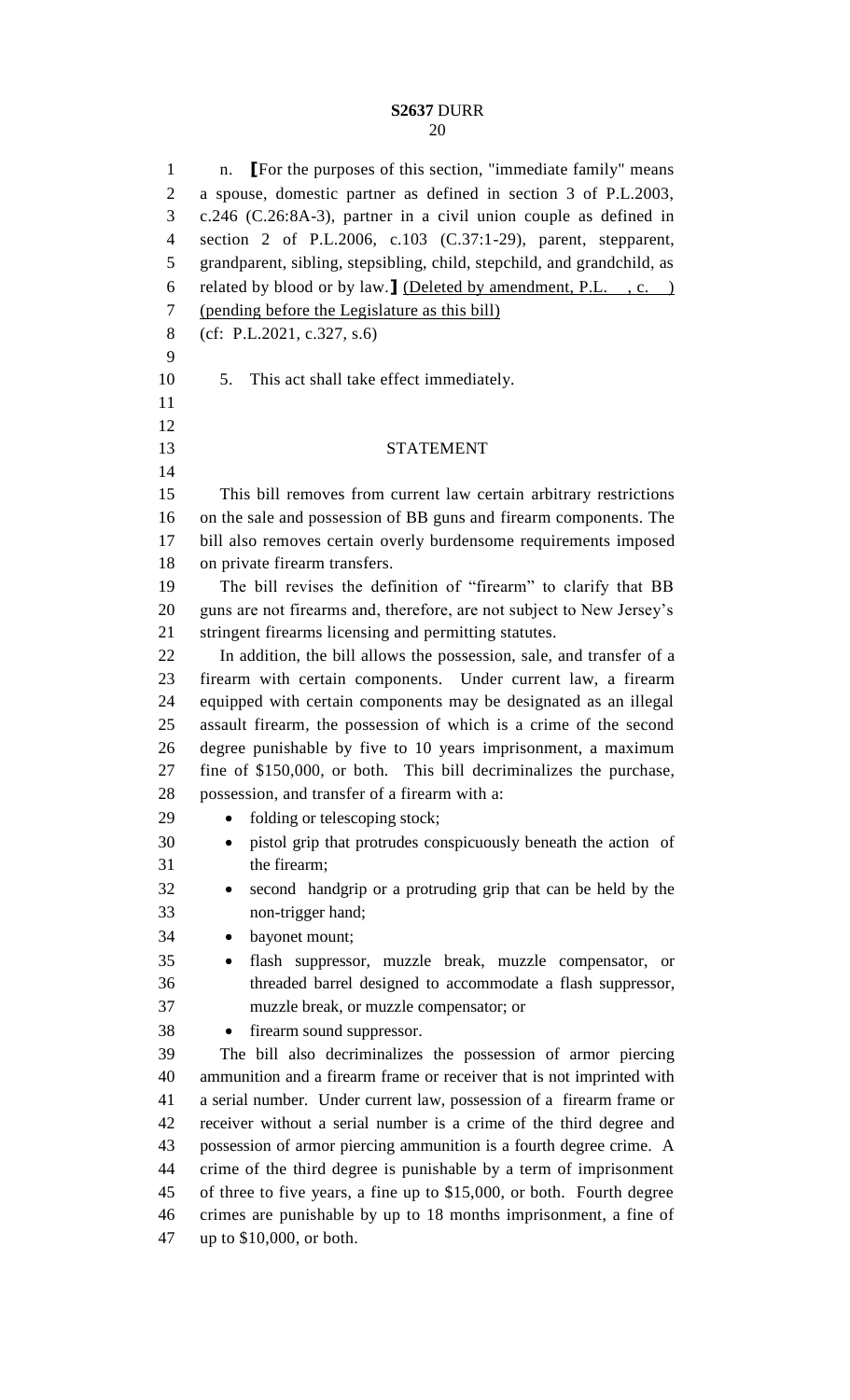n. ⟦For the purposes of this section, "immediate family" means a spouse, domestic partner as defined in section 3 of P.L.2003, c.246 (C.26:8A-3), partner in a civil union couple as defined in section 2 of P.L.2006, c.103 (C.37:1-29), parent, stepparent, grandparent, sibling, stepsibling, child, stepchild, and grandchild, as related by blood or by law.⟧ (Deleted by amendment, P.L. , c. ) (pending before the Legislature as this bill)

(cf: P.L.2021, c.327, s.6)

5. This act shall take effect immediately.

## STATEMENT

This bill removes from current law certain arbitrary restrictions on the sale and possession of BB guns and firearm components. The bill also removes certain overly burdensome requirements imposed on private firearm transfers.

The bill revises the definition of "firearm" to clarify that BB guns are not firearms and, therefore, are not subject to New Jersey's stringent firearms licensing and permitting statutes.

In addition, the bill allows the possession, sale, and transfer of a firearm with certain components. Under current law, a firearm equipped with certain components may be designated as an illegal assault firearm, the possession of which is a crime of the second degree punishable by five to 10 years imprisonment, a maximum fine of $150,000, or both. This bill decriminalizes the purchase, possession, and transfer of a firearm with a:

- folding or telescoping stock;
- pistol grip that protrudes conspicuously beneath the action of the firearm;
- second handgrip or a protruding grip that can be held by the non-trigger hand;
- bayonet mount;
- flash suppressor, muzzle break, muzzle compensator, or threaded barrel designed to accommodate a flash suppressor, muzzle break, or muzzle compensator; or
- firearm sound suppressor.

The bill also decriminalizes the possession of armor piercing ammunition and a firearm frame or receiver that is not imprinted with a serial number. Under current law, possession of a firearm frame or receiver without a serial number is a crime of the third degree and possession of armor piercing ammunition is a fourth degree crime. A crime of the third degree is punishable by a term of imprisonment of three to five years, a fine up to $15,000, or both. Fourth degree crimes are punishable by up to 18 months imprisonment, a fine of up to $10,000, or both.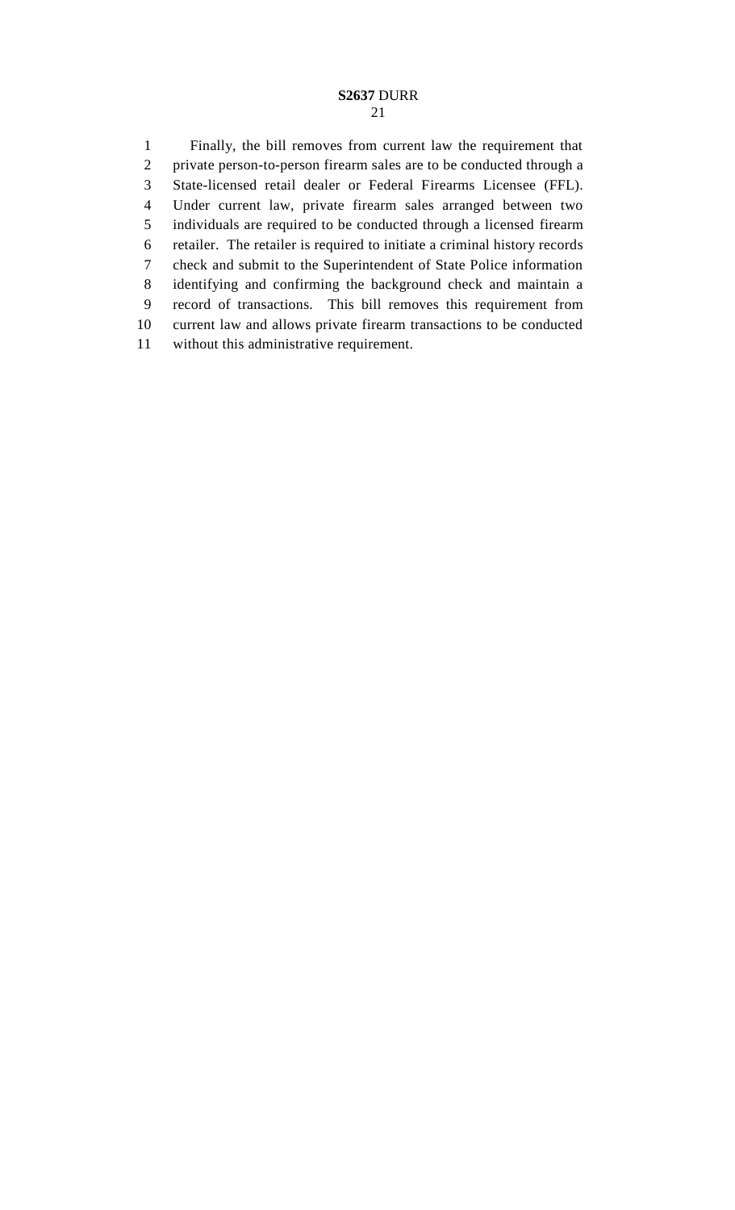Finally, the bill removes from current law the requirement that private person-to-person firearm sales are to be conducted through a State-licensed retail dealer or Federal Firearms Licensee (FFL). Under current law, private firearm sales arranged between two individuals are required to be conducted through a licensed firearm retailer. The retailer is required to initiate a criminal history records check and submit to the Superintendent of State Police information identifying and confirming the background check and maintain a record of transactions. This bill removes this requirement from current law and allows private firearm transactions to be conducted without this administrative requirement.